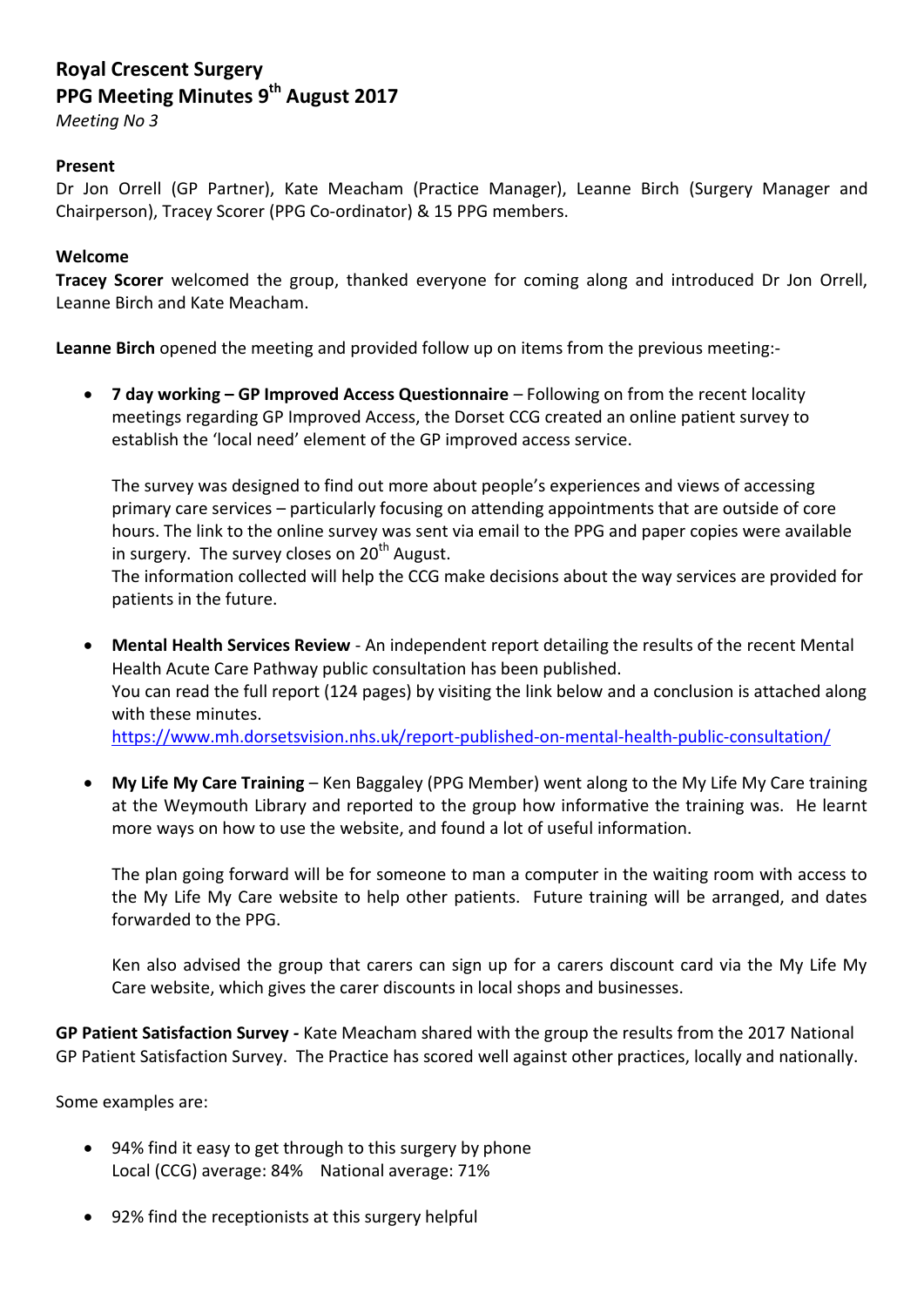# Royal Crescent Surgery
## PPG Meeting Minutes 9th August 2017

*Meeting No 3*

**Present**

Dr Jon Orrell (GP Partner), Kate Meacham (Practice Manager), Leanne Birch (Surgery Manager and Chairperson), Tracey Scorer (PPG Co-ordinator) & 15 PPG members.

**Welcome**

**Tracey Scorer** welcomed the group, thanked everyone for coming along and introduced Dr Jon Orrell, Leanne Birch and Kate Meacham.

**Leanne Birch** opened the meeting and provided follow up on items from the previous meeting:-

- **7 day working – GP Improved Access Questionnaire** – Following on from the recent locality meetings regarding GP Improved Access, the Dorset CCG created an online patient survey to establish the 'local need' element of the GP improved access service.

  The survey was designed to find out more about people's experiences and views of accessing primary care services – particularly focusing on attending appointments that are outside of core hours. The link to the online survey was sent via email to the PPG and paper copies were available in surgery. The survey closes on 20th August.
  The information collected will help the CCG make decisions about the way services are provided for patients in the future.

- **Mental Health Services Review** - An independent report detailing the results of the recent Mental Health Acute Care Pathway public consultation has been published.
  You can read the full report (124 pages) by visiting the link below and a conclusion is attached along with these minutes.
  https://www.mh.dorsetsvision.nhs.uk/report-published-on-mental-health-public-consultation/

- **My Life My Care Training** – Ken Baggaley (PPG Member) went along to the My Life My Care training at the Weymouth Library and reported to the group how informative the training was. He learnt more ways on how to use the website, and found a lot of useful information.

  The plan going forward will be for someone to man a computer in the waiting room with access to the My Life My Care website to help other patients. Future training will be arranged, and dates forwarded to the PPG.

  Ken also advised the group that carers can sign up for a carers discount card via the My Life My Care website, which gives the carer discounts in local shops and businesses.

**GP Patient Satisfaction Survey -** Kate Meacham shared with the group the results from the 2017 National GP Patient Satisfaction Survey. The Practice has scored well against other practices, locally and nationally.

Some examples are:

- 94% find it easy to get through to this surgery by phone
  Local (CCG) average: 84% National average: 71%

- 92% find the receptionists at this surgery helpful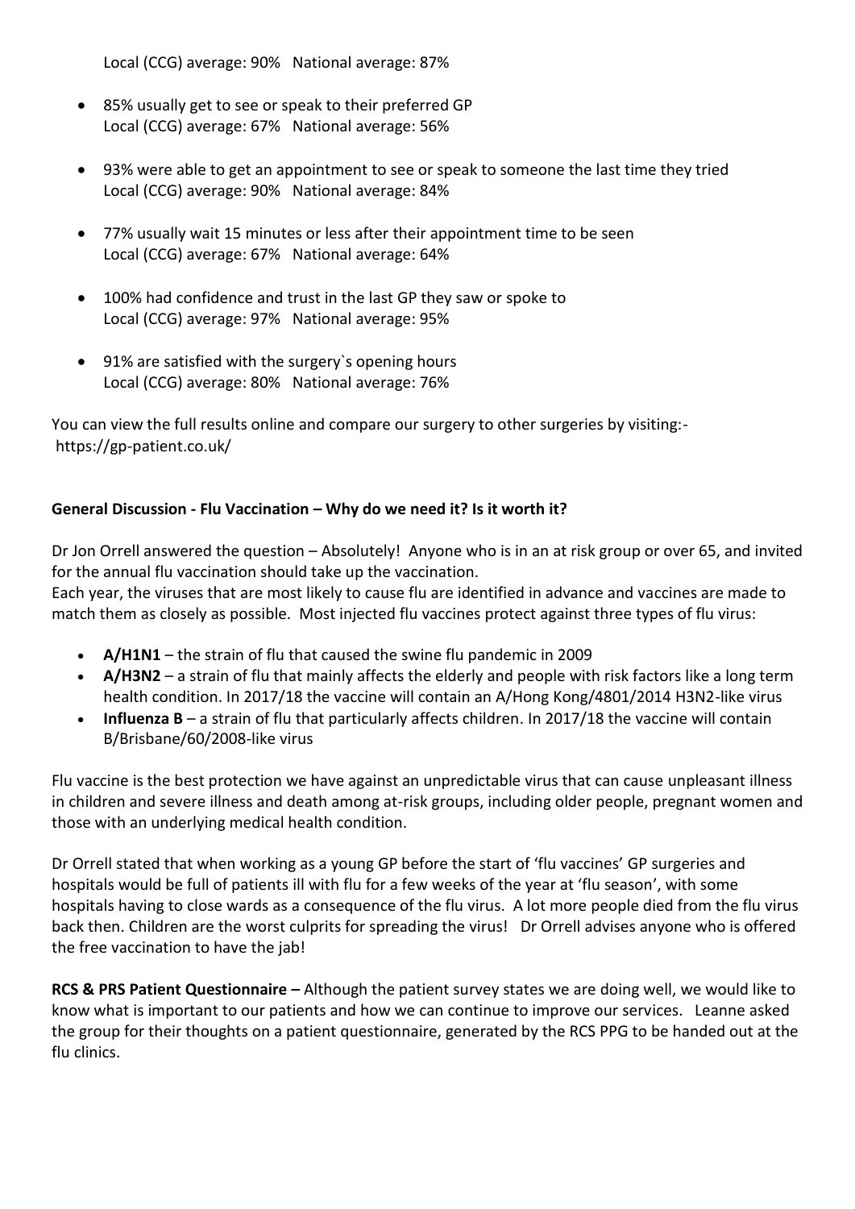Local (CCG) average: 90% National average: 87%

- 85% usually get to see or speak to their preferred GP
  Local (CCG) average: 67% National average: 56%

- 93% were able to get an appointment to see or speak to someone the last time they tried
  Local (CCG) average: 90% National average: 84%

- 77% usually wait 15 minutes or less after their appointment time to be seen
  Local (CCG) average: 67% National average: 64%

- 100% had confidence and trust in the last GP they saw or spoke to
  Local (CCG) average: 97% National average: 95%

- 91% are satisfied with the surgery`s opening hours
  Local (CCG) average: 80% National average: 76%

You can view the full results online and compare our surgery to other surgeries by visiting:-
https://gp-patient.co.uk/

**General Discussion - Flu Vaccination – Why do we need it? Is it worth it?**

Dr Jon Orrell answered the question – Absolutely! Anyone who is in an at risk group or over 65, and invited for the annual flu vaccination should take up the vaccination.
Each year, the viruses that are most likely to cause flu are identified in advance and vaccines are made to match them as closely as possible. Most injected flu vaccines protect against three types of flu virus:

- **A/H1N1** – the strain of flu that caused the swine flu pandemic in 2009
- **A/H3N2** – a strain of flu that mainly affects the elderly and people with risk factors like a long term health condition. In 2017/18 the vaccine will contain an A/Hong Kong/4801/2014 H3N2-like virus
- **Influenza B** – a strain of flu that particularly affects children. In 2017/18 the vaccine will contain B/Brisbane/60/2008-like virus

Flu vaccine is the best protection we have against an unpredictable virus that can cause unpleasant illness in children and severe illness and death among at-risk groups, including older people, pregnant women and those with an underlying medical health condition.

Dr Orrell stated that when working as a young GP before the start of 'flu vaccines' GP surgeries and hospitals would be full of patients ill with flu for a few weeks of the year at 'flu season', with some hospitals having to close wards as a consequence of the flu virus. A lot more people died from the flu virus back then. Children are the worst culprits for spreading the virus! Dr Orrell advises anyone who is offered the free vaccination to have the jab!

**RCS & PRS Patient Questionnaire –** Although the patient survey states we are doing well, we would like to know what is important to our patients and how we can continue to improve our services. Leanne asked the group for their thoughts on a patient questionnaire, generated by the RCS PPG to be handed out at the flu clinics.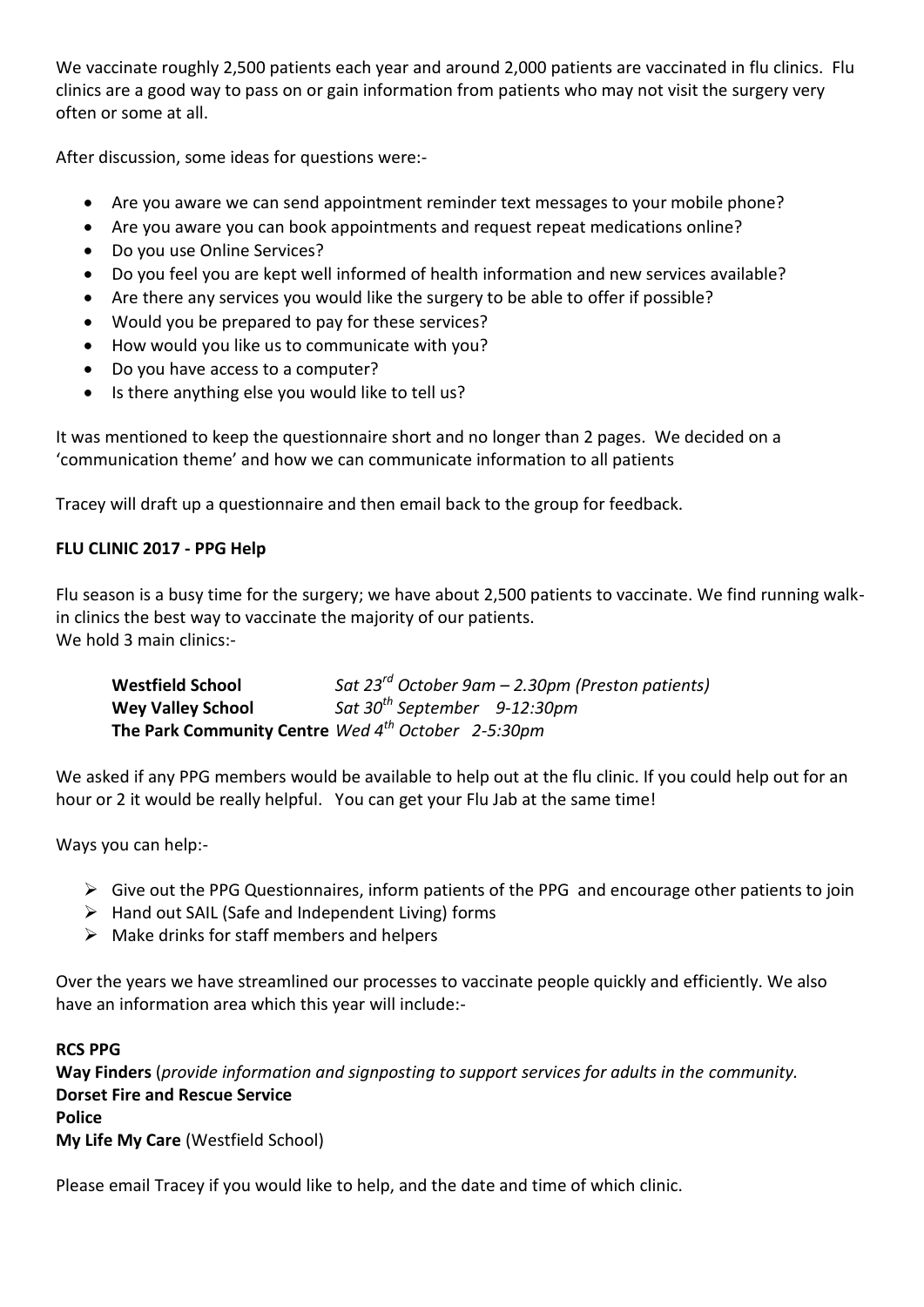We vaccinate roughly 2,500 patients each year and around 2,000 patients are vaccinated in flu clinics. Flu clinics are a good way to pass on or gain information from patients who may not visit the surgery very often or some at all.

After discussion, some ideas for questions were:-

- Are you aware we can send appointment reminder text messages to your mobile phone?
- Are you aware you can book appointments and request repeat medications online?
- Do you use Online Services?
- Do you feel you are kept well informed of health information and new services available?
- Are there any services you would like the surgery to be able to offer if possible?
- Would you be prepared to pay for these services?
- How would you like us to communicate with you?
- Do you have access to a computer?
- Is there anything else you would like to tell us?

It was mentioned to keep the questionnaire short and no longer than 2 pages. We decided on a 'communication theme' and how we can communicate information to all patients

Tracey will draft up a questionnaire and then email back to the group for feedback.

**FLU CLINIC 2017 - PPG Help**

Flu season is a busy time for the surgery; we have about 2,500 patients to vaccinate. We find running walk-in clinics the best way to vaccinate the majority of our patients.
We hold 3 main clinics:-

**Westfield School** *Sat 23rd October 9am – 2.30pm (Preston patients)*
**Wey Valley School** *Sat 30th September 9-12:30pm*
**The Park Community Centre** *Wed 4th October 2-5:30pm*

We asked if any PPG members would be available to help out at the flu clinic. If you could help out for an hour or 2 it would be really helpful. You can get your Flu Jab at the same time!

Ways you can help:-

- Give out the PPG Questionnaires, inform patients of the PPG and encourage other patients to join
- Hand out SAIL (Safe and Independent Living) forms
- Make drinks for staff members and helpers

Over the years we have streamlined our processes to vaccinate people quickly and efficiently. We also have an information area which this year will include:-

**RCS PPG**
**Way Finders** (*provide information and signposting to support services for adults in the community.*
**Dorset Fire and Rescue Service**
**Police**
**My Life My Care** (Westfield School)

Please email Tracey if you would like to help, and the date and time of which clinic.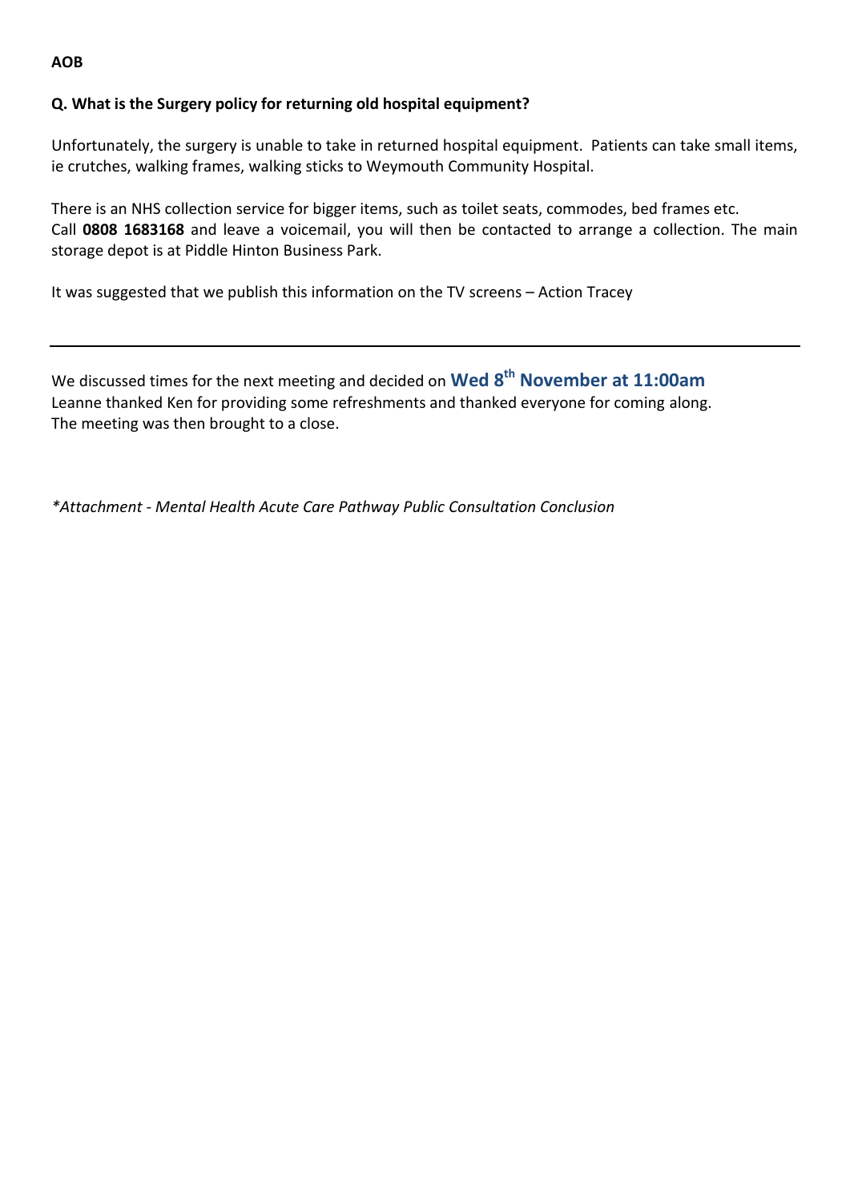**AOB**

**Q. What is the Surgery policy for returning old hospital equipment?**

Unfortunately, the surgery is unable to take in returned hospital equipment. Patients can take small items, ie crutches, walking frames, walking sticks to Weymouth Community Hospital.

There is an NHS collection service for bigger items, such as toilet seats, commodes, bed frames etc.
Call **0808 1683168** and leave a voicemail, you will then be contacted to arrange a collection. The main storage depot is at Piddle Hinton Business Park.

It was suggested that we publish this information on the TV screens – Action Tracey

---

We discussed times for the next meeting and decided on **Wed 8th November at 11:00am**
Leanne thanked Ken for providing some refreshments and thanked everyone for coming along.
The meeting was then brought to a close.

*\*Attachment - Mental Health Acute Care Pathway Public Consultation Conclusion*